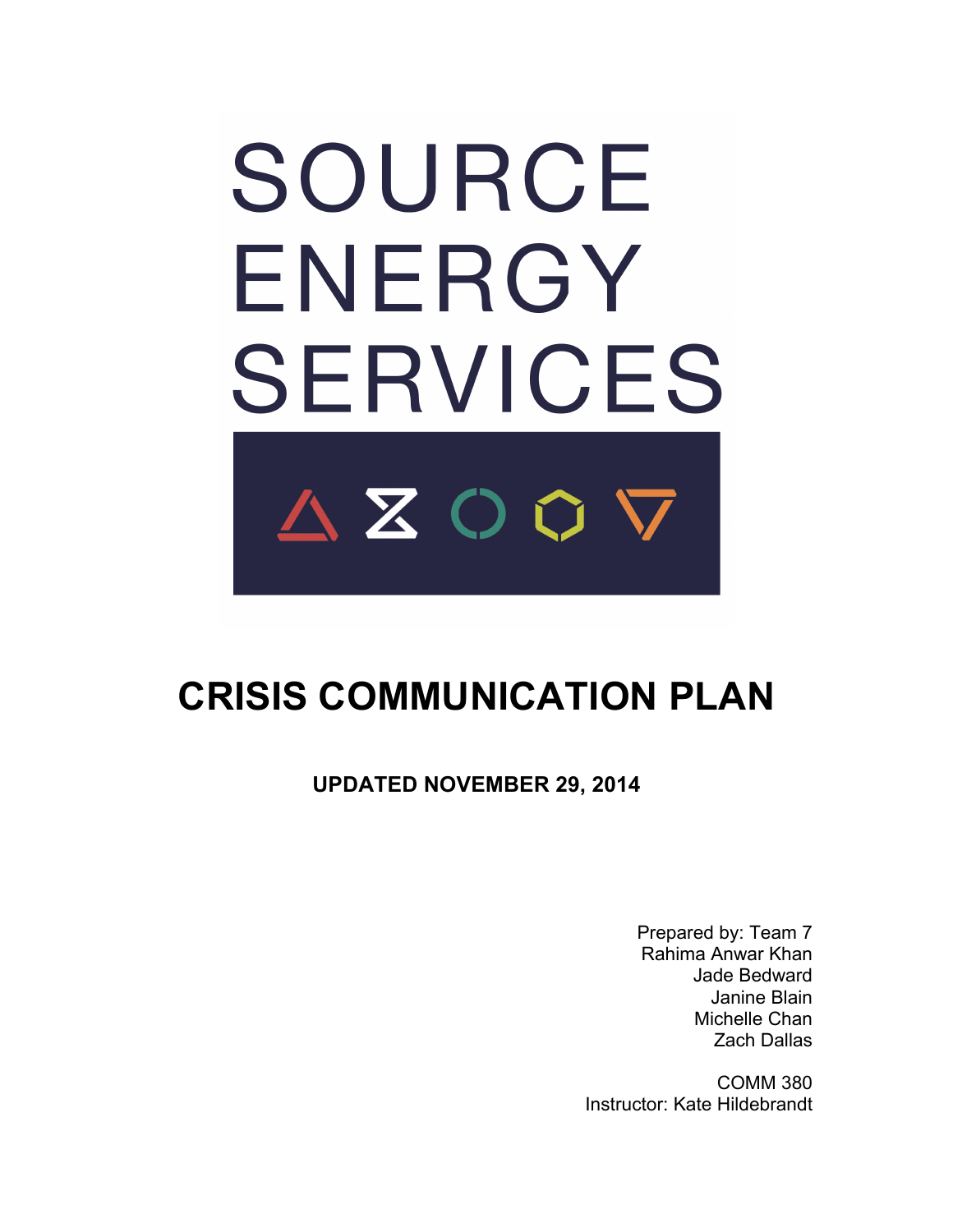# SOURCE ENERGY SERVICES

# CRISIS COMMUNICATION PLAN

**UPDATED NOVEMBER 29, 2014**

Prepared by: Team 7
Rahima Anwar Khan
Jade Bedward
Janine Blain
Michelle Chan
Zach Dallas

COMM 380
Instructor: Kate Hildebrandt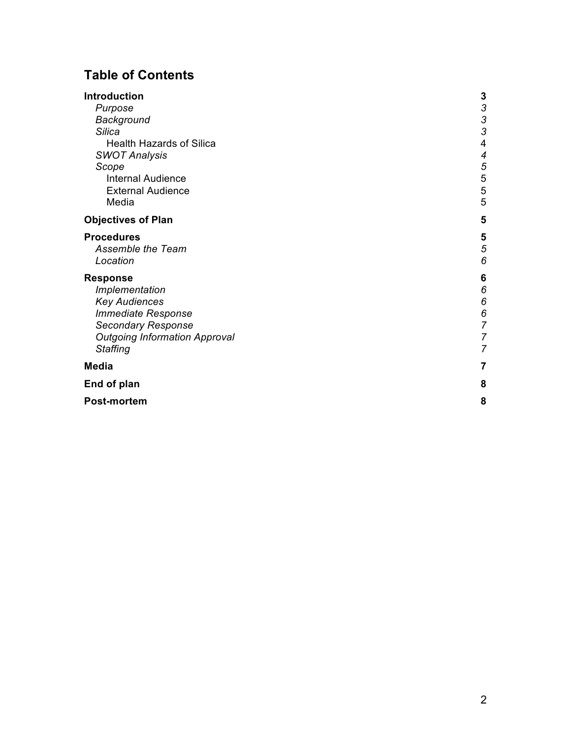## Table of Contents

**Introduction** **3**

- *Purpose* *3*
- *Background* *3*
- *Silica* *3*
  - Health Hazards of Silica 4
- *SWOT Analysis* *4*
- *Scope* *5*
  - Internal Audience 5
  - External Audience 5
  - Media 5

**Objectives of Plan** **5**

**Procedures** **5**

- *Assemble the Team* *5*
- *Location* *6*

**Response** **6**

- *Implementation* *6*
- *Key Audiences* *6*
- *Immediate Response* *6*
- *Secondary Response* *7*
- *Outgoing Information Approval* *7*
- *Staffing* *7*

**Media** **7**

**End of plan** **8**

**Post-mortem** **8**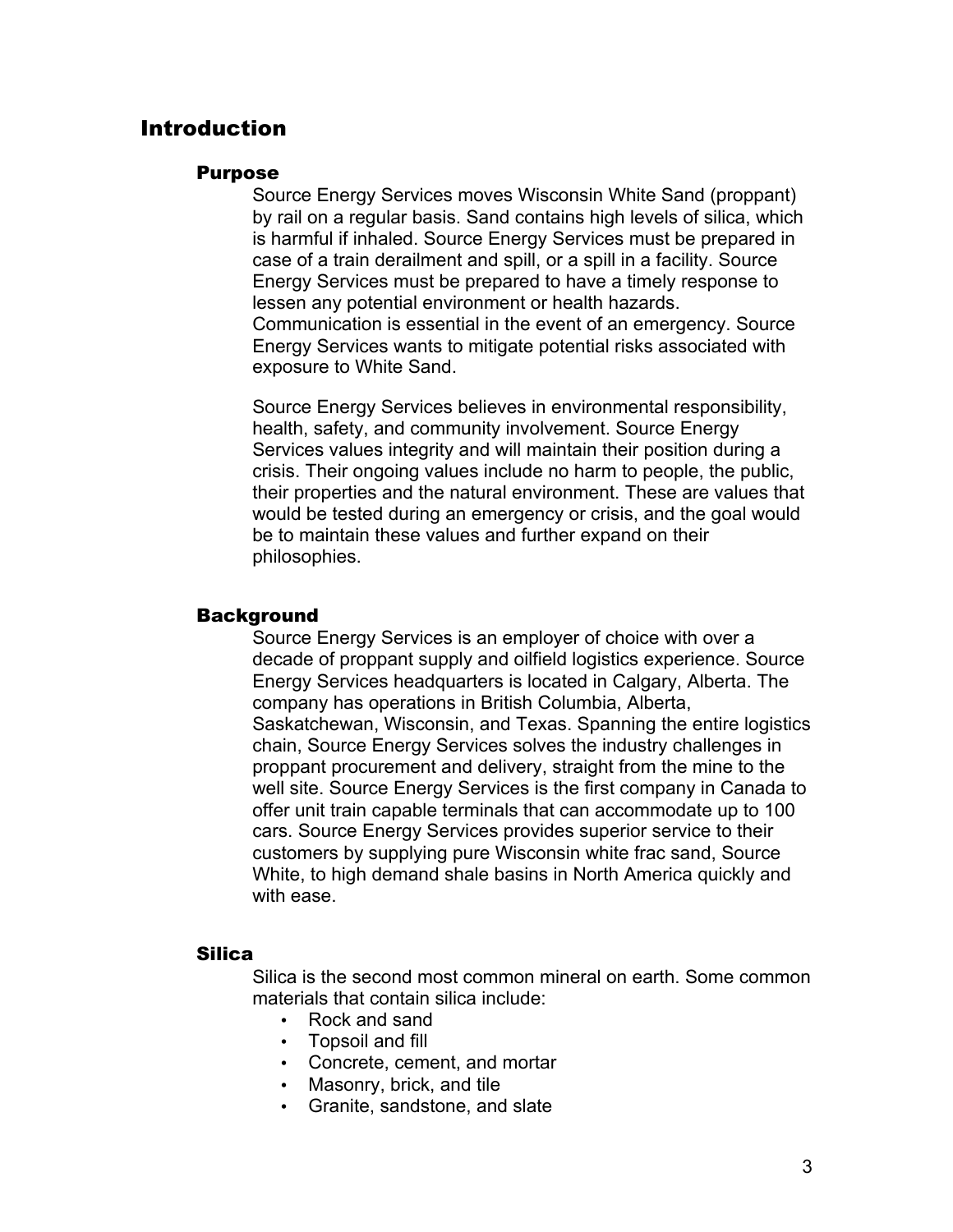# Introduction

## Purpose

Source Energy Services moves Wisconsin White Sand (proppant) by rail on a regular basis. Sand contains high levels of silica, which is harmful if inhaled. Source Energy Services must be prepared in case of a train derailment and spill, or a spill in a facility. Source Energy Services must be prepared to have a timely response to lessen any potential environment or health hazards. Communication is essential in the event of an emergency. Source Energy Services wants to mitigate potential risks associated with exposure to White Sand.

Source Energy Services believes in environmental responsibility, health, safety, and community involvement. Source Energy Services values integrity and will maintain their position during a crisis. Their ongoing values include no harm to people, the public, their properties and the natural environment. These are values that would be tested during an emergency or crisis, and the goal would be to maintain these values and further expand on their philosophies.

## Background

Source Energy Services is an employer of choice with over a decade of proppant supply and oilfield logistics experience. Source Energy Services headquarters is located in Calgary, Alberta. The company has operations in British Columbia, Alberta, Saskatchewan, Wisconsin, and Texas. Spanning the entire logistics chain, Source Energy Services solves the industry challenges in proppant procurement and delivery, straight from the mine to the well site. Source Energy Services is the first company in Canada to offer unit train capable terminals that can accommodate up to 100 cars. Source Energy Services provides superior service to their customers by supplying pure Wisconsin white frac sand, Source White, to high demand shale basins in North America quickly and with ease.

## Silica

Silica is the second most common mineral on earth. Some common materials that contain silica include:

- Rock and sand
- Topsoil and fill
- Concrete, cement, and mortar
- Masonry, brick, and tile
- Granite, sandstone, and slate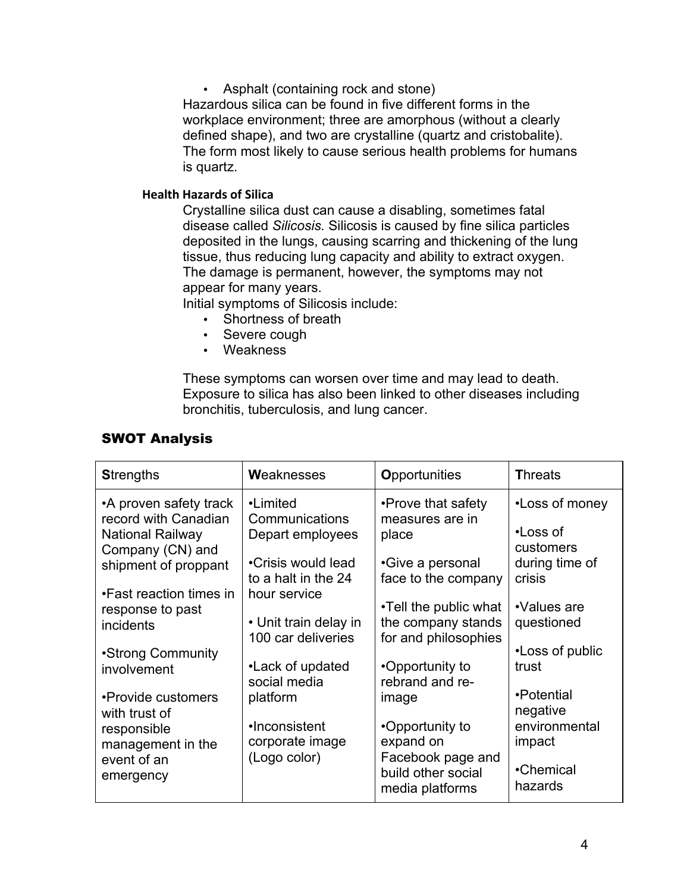- Asphalt (containing rock and stone)

Hazardous silica can be found in five different forms in the workplace environment; three are amorphous (without a clearly defined shape), and two are crystalline (quartz and cristobalite). The form most likely to cause serious health problems for humans is quartz.

### Health Hazards of Silica

Crystalline silica dust can cause a disabling, sometimes fatal disease called *Silicosis.* Silicosis is caused by fine silica particles deposited in the lungs, causing scarring and thickening of the lung tissue, thus reducing lung capacity and ability to extract oxygen. The damage is permanent, however, the symptoms may not appear for many years.

Initial symptoms of Silicosis include:

- Shortness of breath
- Severe cough
- Weakness

These symptoms can worsen over time and may lead to death. Exposure to silica has also been linked to other diseases including bronchitis, tuberculosis, and lung cancer.

## SWOT Analysis

| **S**trengths | **W**eaknesses | **O**pportunities | **T**hreats |
|---|---|---|---|
| •A proven safety track record with Canadian National Railway Company (CN) and shipment of proppant<br>•Fast reaction times in response to past incidents<br>•Strong Community involvement<br>•Provide customers with trust of responsible management in the event of an emergency | •Limited Communications Depart employees<br>•Crisis would lead to a halt in the 24 hour service<br>• Unit train delay in 100 car deliveries<br>•Lack of updated social media platform<br>•Inconsistent corporate image (Logo color) | •Prove that safety measures are in place<br>•Give a personal face to the company<br>•Tell the public what the company stands for and philosophies<br>•Opportunity to rebrand and re-image<br>•Opportunity to expand on Facebook page and build other social media platforms | •Loss of money<br>•Loss of customers during time of crisis<br>•Values are questioned<br>•Loss of public trust<br>•Potential negative environmental impact<br>•Chemical hazards |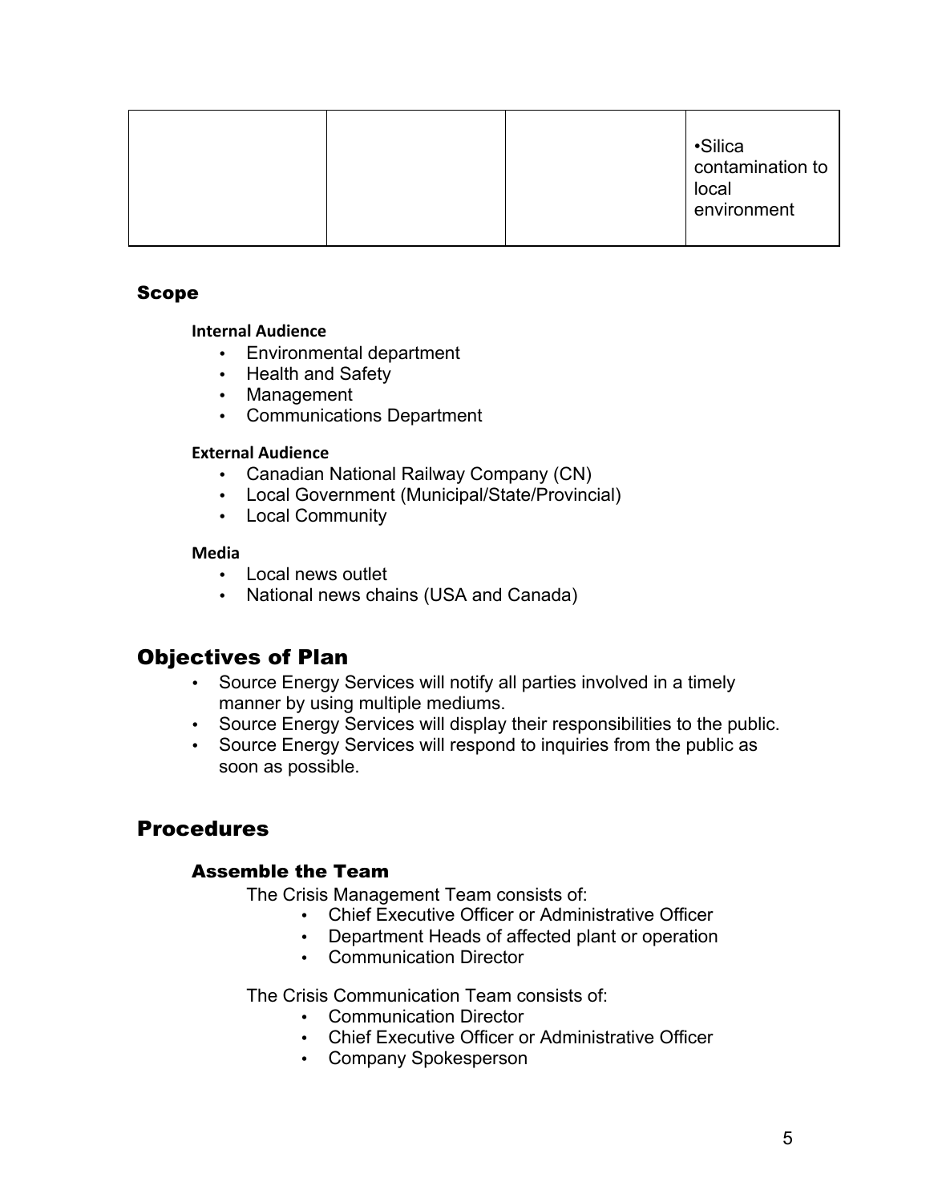| | | | •Silica contamination to local environment |
|---|---|---|---|

### Scope

**Internal Audience**

- Environmental department
- Health and Safety
- Management
- Communications Department

**External Audience**

- Canadian National Railway Company (CN)
- Local Government (Municipal/State/Provincial)
- Local Community

**Media**

- Local news outlet
- National news chains (USA and Canada)

## Objectives of Plan

- Source Energy Services will notify all parties involved in a timely manner by using multiple mediums.
- Source Energy Services will display their responsibilities to the public.
- Source Energy Services will respond to inquiries from the public as soon as possible.

## Procedures

### Assemble the Team

The Crisis Management Team consists of:

- Chief Executive Officer or Administrative Officer
- Department Heads of affected plant or operation
- Communication Director

The Crisis Communication Team consists of:

- Communication Director
- Chief Executive Officer or Administrative Officer
- Company Spokesperson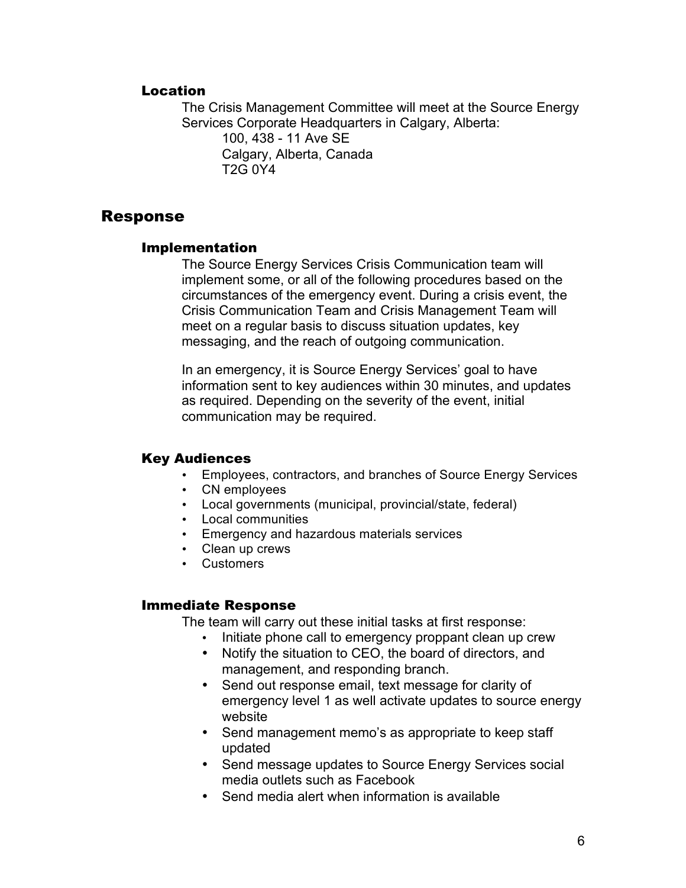### Location

The Crisis Management Committee will meet at the Source Energy Services Corporate Headquarters in Calgary, Alberta:

100, 438 - 11 Ave SE
Calgary, Alberta, Canada
T2G 0Y4

## Response

### Implementation

The Source Energy Services Crisis Communication team will implement some, or all of the following procedures based on the circumstances of the emergency event. During a crisis event, the Crisis Communication Team and Crisis Management Team will meet on a regular basis to discuss situation updates, key messaging, and the reach of outgoing communication.

In an emergency, it is Source Energy Services' goal to have information sent to key audiences within 30 minutes, and updates as required. Depending on the severity of the event, initial communication may be required.

### Key Audiences

- Employees, contractors, and branches of Source Energy Services
- CN employees
- Local governments (municipal, provincial/state, federal)
- Local communities
- Emergency and hazardous materials services
- Clean up crews
- Customers

### Immediate Response

The team will carry out these initial tasks at first response:

- Initiate phone call to emergency proppant clean up crew
- Notify the situation to CEO, the board of directors, and management, and responding branch.
- Send out response email, text message for clarity of emergency level 1 as well activate updates to source energy website
- Send management memo's as appropriate to keep staff updated
- Send message updates to Source Energy Services social media outlets such as Facebook
- Send media alert when information is available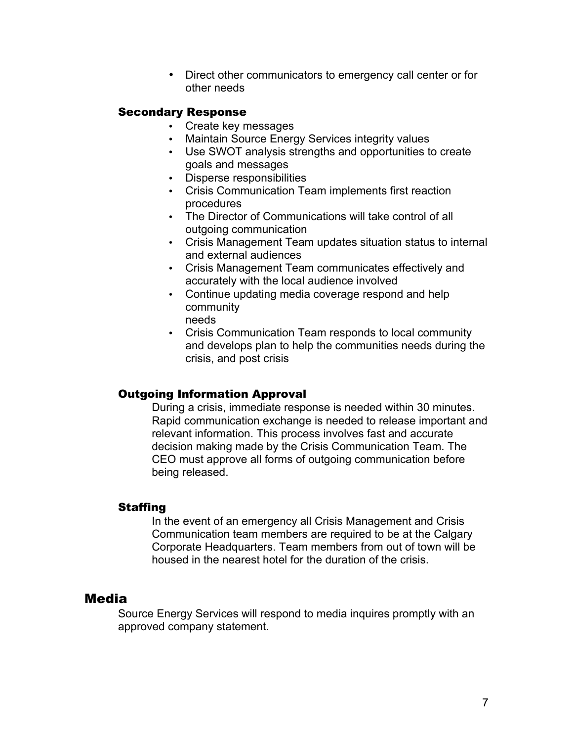- Direct other communicators to emergency call center or for other needs

### Secondary Response

- Create key messages
- Maintain Source Energy Services integrity values
- Use SWOT analysis strengths and opportunities to create goals and messages
- Disperse responsibilities
- Crisis Communication Team implements first reaction procedures
- The Director of Communications will take control of all outgoing communication
- Crisis Management Team updates situation status to internal and external audiences
- Crisis Management Team communicates effectively and accurately with the local audience involved
- Continue updating media coverage respond and help community needs
- Crisis Communication Team responds to local community and develops plan to help the communities needs during the crisis, and post crisis

### Outgoing Information Approval

During a crisis, immediate response is needed within 30 minutes. Rapid communication exchange is needed to release important and relevant information. This process involves fast and accurate decision making made by the Crisis Communication Team. The CEO must approve all forms of outgoing communication before being released.

### Staffing

In the event of an emergency all Crisis Management and Crisis Communication team members are required to be at the Calgary Corporate Headquarters. Team members from out of town will be housed in the nearest hotel for the duration of the crisis.

## Media

Source Energy Services will respond to media inquires promptly with an approved company statement.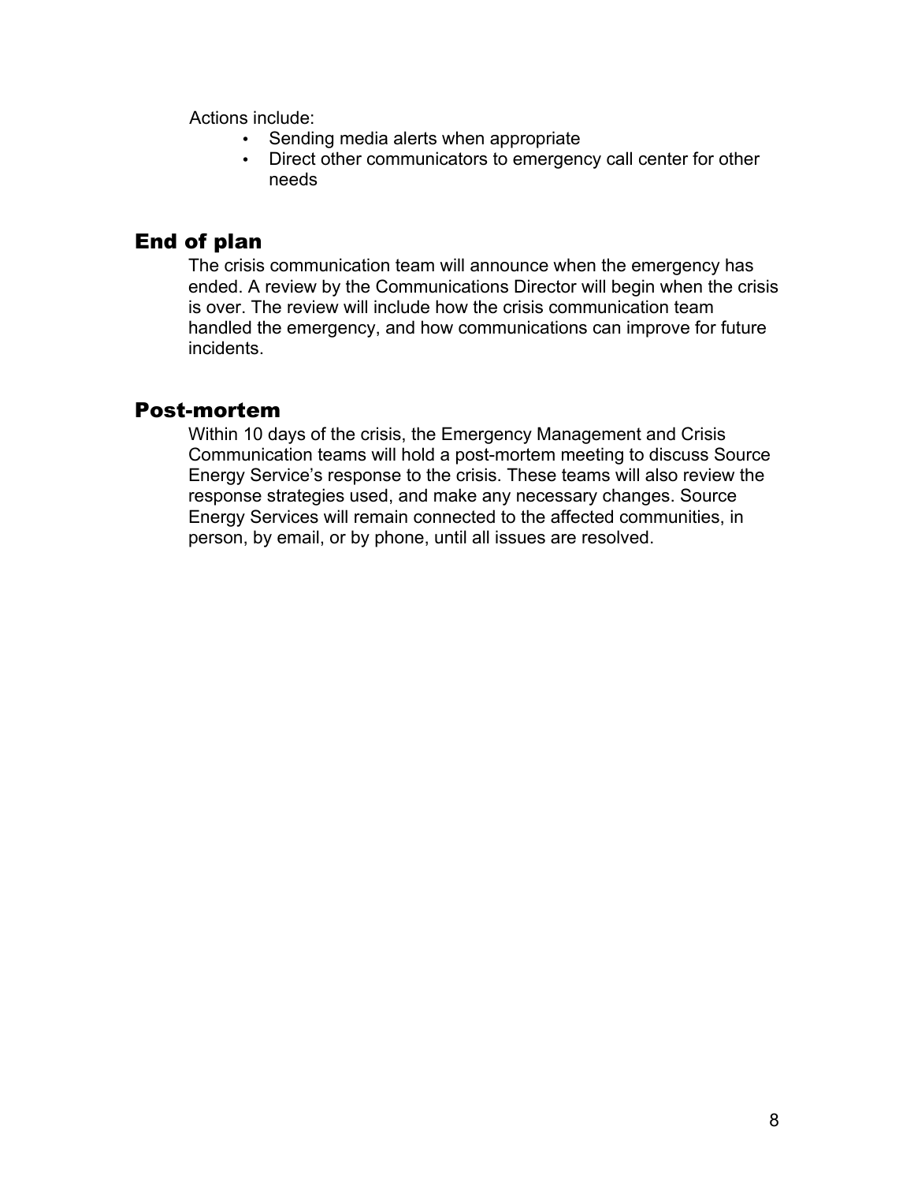Actions include:

- Sending media alerts when appropriate
- Direct other communicators to emergency call center for other needs

## End of plan

The crisis communication team will announce when the emergency has ended. A review by the Communications Director will begin when the crisis is over. The review will include how the crisis communication team handled the emergency, and how communications can improve for future incidents.

## Post-mortem

Within 10 days of the crisis, the Emergency Management and Crisis Communication teams will hold a post-mortem meeting to discuss Source Energy Service's response to the crisis. These teams will also review the response strategies used, and make any necessary changes. Source Energy Services will remain connected to the affected communities, in person, by email, or by phone, until all issues are resolved.